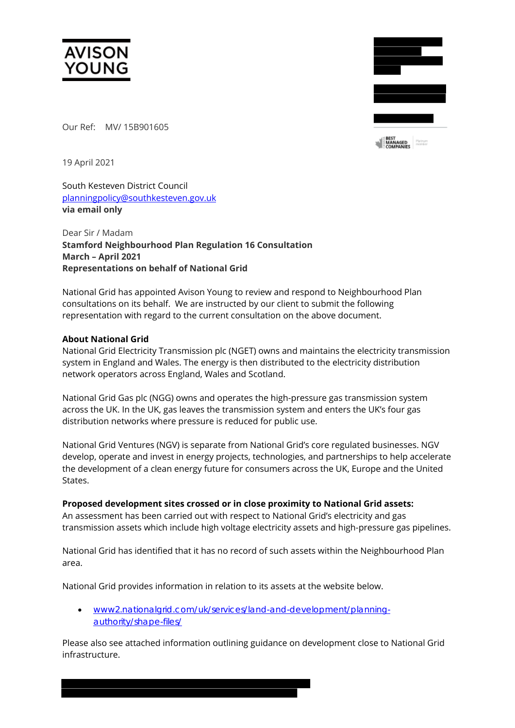AVISON YOUNG

Our Ref: MV/ 15B901605

19 April 2021

South Kesteven District Council
planningpolicy@southkesteven.gov.uk
**via email only**

Dear Sir / Madam
**Stamford Neighbourhood Plan Regulation 16 Consultation**
**March – April 2021**
**Representations on behalf of National Grid**

National Grid has appointed Avison Young to review and respond to Neighbourhood Plan consultations on its behalf. We are instructed by our client to submit the following representation with regard to the current consultation on the above document.

**About National Grid**
National Grid Electricity Transmission plc (NGET) owns and maintains the electricity transmission system in England and Wales. The energy is then distributed to the electricity distribution network operators across England, Wales and Scotland.

National Grid Gas plc (NGG) owns and operates the high-pressure gas transmission system across the UK. In the UK, gas leaves the transmission system and enters the UK's four gas distribution networks where pressure is reduced for public use.

National Grid Ventures (NGV) is separate from National Grid's core regulated businesses. NGV develop, operate and invest in energy projects, technologies, and partnerships to help accelerate the development of a clean energy future for consumers across the UK, Europe and the United States.

**Proposed development sites crossed or in close proximity to National Grid assets:**
An assessment has been carried out with respect to National Grid's electricity and gas transmission assets which include high voltage electricity assets and high-pressure gas pipelines.

National Grid has identified that it has no record of such assets within the Neighbourhood Plan area.

National Grid provides information in relation to its assets at the website below.

- www2.nationalgrid.com/uk/services/land-and-development/planning-authority/shape-files/

Please also see attached information outlining guidance on development close to National Grid infrastructure.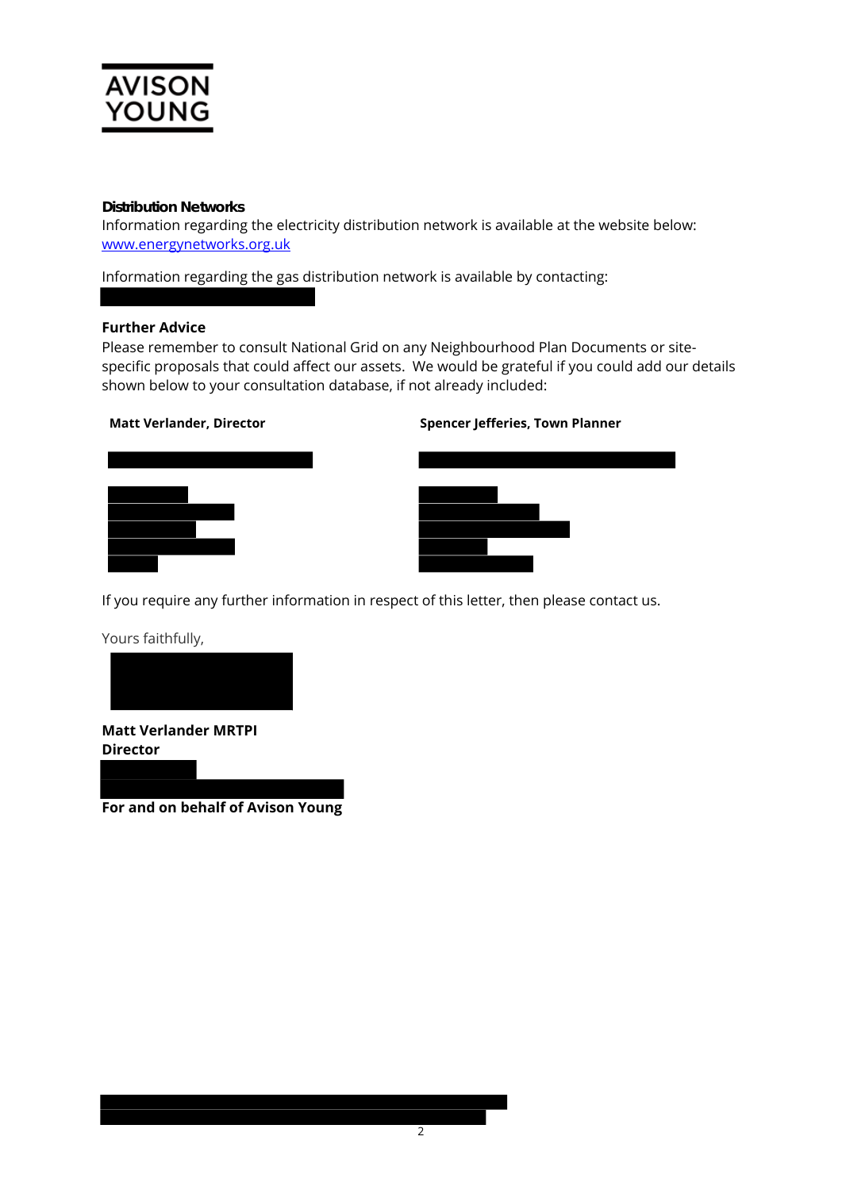**AVISON YOUNG**

**Distribution Networks**
Information regarding the electricity distribution network is available at the website below:
www.energynetworks.org.uk

Information regarding the gas distribution network is available by contacting:

**Further Advice**
Please remember to consult National Grid on any Neighbourhood Plan Documents or site-specific proposals that could affect our assets. We would be grateful if you could add our details shown below to your consultation database, if not already included:

**Matt Verlander, Director**

**Spencer Jefferies, Town Planner**

If you require any further information in respect of this letter, then please contact us.

Yours faithfully,

**Matt Verlander MRTPI**
**Director**

**For and on behalf of Avison Young**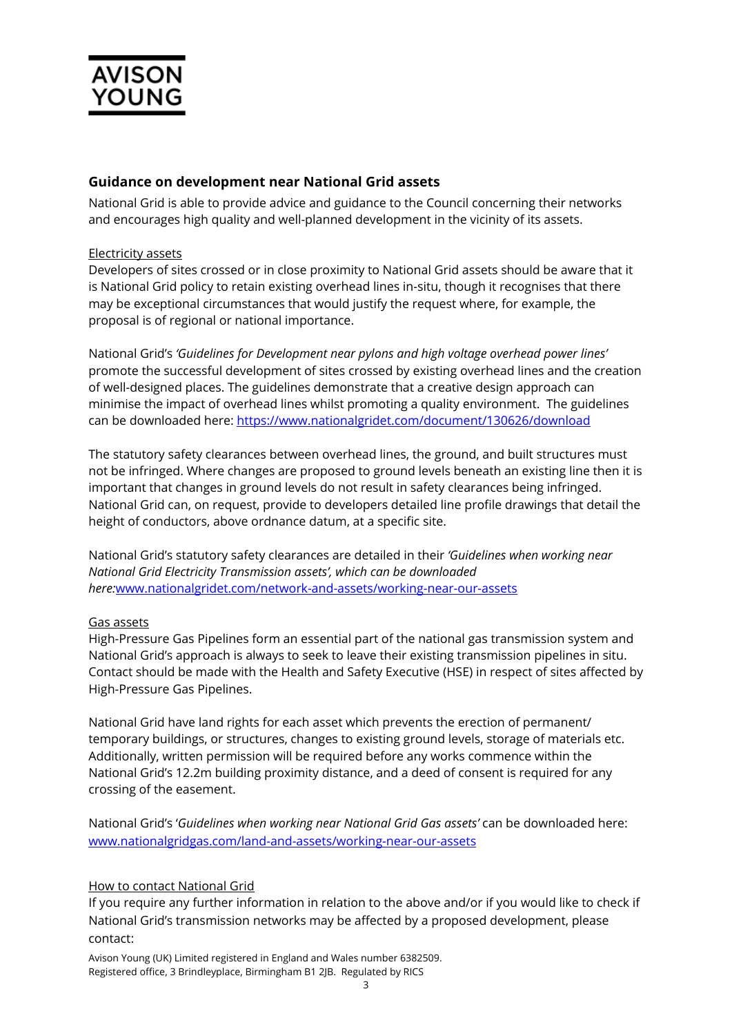AVISON YOUNG

## Guidance on development near National Grid assets

National Grid is able to provide advice and guidance to the Council concerning their networks and encourages high quality and well-planned development in the vicinity of its assets.

Electricity assets

Developers of sites crossed or in close proximity to National Grid assets should be aware that it is National Grid policy to retain existing overhead lines in-situ, though it recognises that there may be exceptional circumstances that would justify the request where, for example, the proposal is of regional or national importance.

National Grid's *'Guidelines for Development near pylons and high voltage overhead power lines'* promote the successful development of sites crossed by existing overhead lines and the creation of well-designed places. The guidelines demonstrate that a creative design approach can minimise the impact of overhead lines whilst promoting a quality environment. The guidelines can be downloaded here: [https://www.nationalgridet.com/document/130626/download](https://www.nationalgridet.com/document/130626/download)

The statutory safety clearances between overhead lines, the ground, and built structures must not be infringed. Where changes are proposed to ground levels beneath an existing line then it is important that changes in ground levels do not result in safety clearances being infringed. National Grid can, on request, provide to developers detailed line profile drawings that detail the height of conductors, above ordnance datum, at a specific site.

National Grid's statutory safety clearances are detailed in their *'Guidelines when working near National Grid Electricity Transmission assets', which can be downloaded here:*[www.nationalgridet.com/network-and-assets/working-near-our-assets](www.nationalgridet.com/network-and-assets/working-near-our-assets)

Gas assets

High-Pressure Gas Pipelines form an essential part of the national gas transmission system and National Grid's approach is always to seek to leave their existing transmission pipelines in situ. Contact should be made with the Health and Safety Executive (HSE) in respect of sites affected by High-Pressure Gas Pipelines.

National Grid have land rights for each asset which prevents the erection of permanent/ temporary buildings, or structures, changes to existing ground levels, storage of materials etc. Additionally, written permission will be required before any works commence within the National Grid's 12.2m building proximity distance, and a deed of consent is required for any crossing of the easement.

National Grid's '*Guidelines when working near National Grid Gas assets'* can be downloaded here: [www.nationalgridgas.com/land-and-assets/working-near-our-assets](www.nationalgridgas.com/land-and-assets/working-near-our-assets)

How to contact National Grid

If you require any further information in relation to the above and/or if you would like to check if National Grid's transmission networks may be affected by a proposed development, please contact:

Avison Young (UK) Limited registered in England and Wales number 6382509.
Registered office, 3 Brindleyplace, Birmingham B1 2JB. Regulated by RICS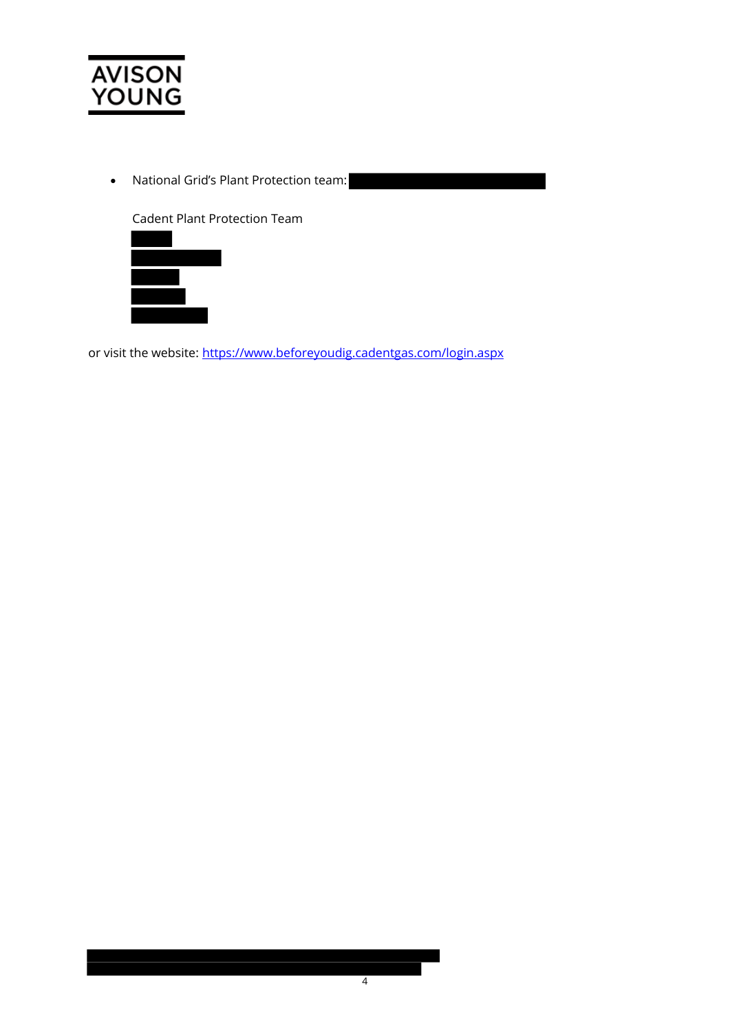- National Grid's Plant Protection team:

  Cadent Plant Protection Team

or visit the website: https://www.beforeyoudig.cadentgas.com/login.aspx